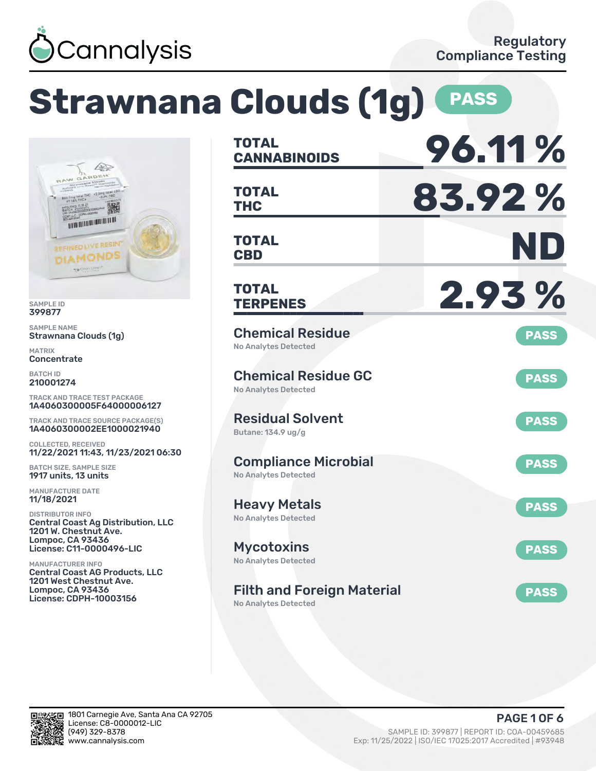Cannalysis

Regulatory Compliance Testing

# Strawnana Clouds (1g) PASS

SAMPLE ID
399877

SAMPLE NAME
Strawnana Clouds (1g)

MATRIX
Concentrate

BATCH ID
210001274

TRACK AND TRACE TEST PACKAGE
1A4060300005F64000006127

TRACK AND TRACE SOURCE PACKAGE(S)
1A4060300002EE1000021940

COLLECTED, RECEIVED
11/22/2021 11:43, 11/23/2021 06:30

BATCH SIZE, SAMPLE SIZE
1917 units, 13 units

MANUFACTURE DATE
11/18/2021

DISTRIBUTOR INFO
Central Coast Ag Distribution, LLC
1201 W. Chestnut Ave.
Lompoc, CA 93436
License: C11-0000496-LIC

MANUFACTURER INFO
Central Coast AG Products, LLC
1201 West Chestnut Ave.
Lompoc, CA 93436
License: CDPH-10003156

| | |
|---|---|
| **TOTAL CANNABINOIDS** | **96.11 %** |
| **TOTAL THC** | **83.92 %** |
| **TOTAL CBD** | **ND** |
| **TOTAL TERPENES** | **2.93 %** |

## Chemical Residue — PASS
No Analytes Detected

## Chemical Residue GC — PASS
No Analytes Detected

## Residual Solvent — PASS
Butane: 134.9 ug/g

## Compliance Microbial — PASS
No Analytes Detected

## Heavy Metals — PASS
No Analytes Detected

## Mycotoxins — PASS
No Analytes Detected

## Filth and Foreign Material — PASS
No Analytes Detected

1801 Carnegie Ave, Santa Ana CA 92705
License: C8-0000012-LIC
(949) 329-8378
www.cannalysis.com

SAMPLE ID: 399877 | REPORT ID: COA-00459685
Exp: 11/25/2022 | ISO/IEC 17025:2017 Accredited | #93948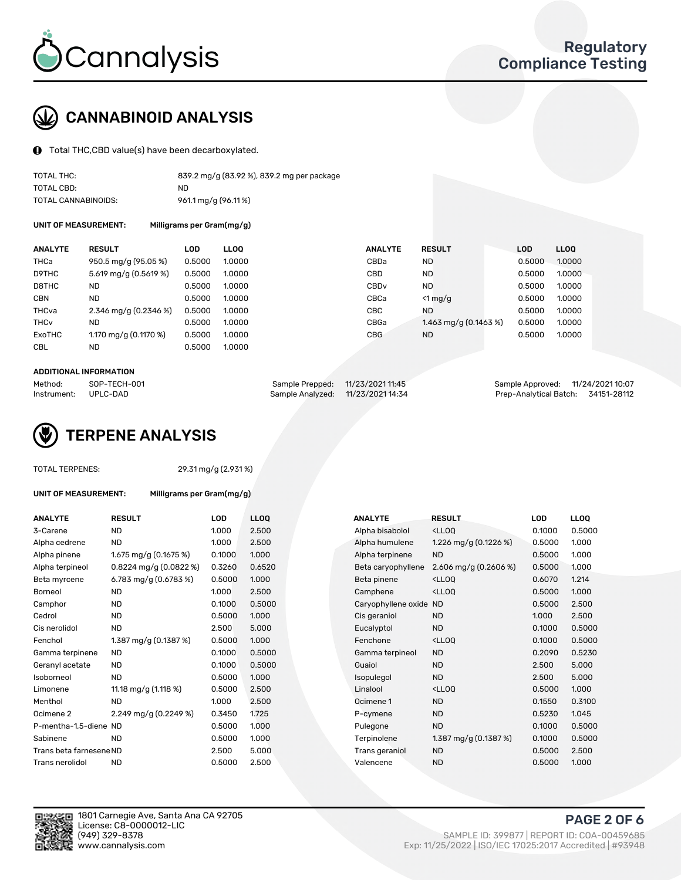# CANNABINOID ANALYSIS

Total THC,CBD value(s) have been decarboxylated.

| | |
|---|---|
| TOTAL THC: | 839.2 mg/g (83.92 %), 839.2 mg per package |
| TOTAL CBD: | ND |
| TOTAL CANNABINOIDS: | 961.1 mg/g (96.11 %) |

**UNIT OF MEASUREMENT:** Milligrams per Gram(mg/g)

| ANALYTE | RESULT | LOD | LLOQ | ANALYTE | RESULT | LOD | LLOQ |
|---|---|---|---|---|---|---|---|
| THCa | 950.5 mg/g (95.05 %) | 0.5000 | 1.0000 | CBDa | ND | 0.5000 | 1.0000 |
| D9THC | 5.619 mg/g (0.5619 %) | 0.5000 | 1.0000 | CBD | ND | 0.5000 | 1.0000 |
| D8THC | ND | 0.5000 | 1.0000 | CBDv | ND | 0.5000 | 1.0000 |
| CBN | ND | 0.5000 | 1.0000 | CBCa | <1 mg/g | 0.5000 | 1.0000 |
| THCva | 2.346 mg/g (0.2346 %) | 0.5000 | 1.0000 | CBC | ND | 0.5000 | 1.0000 |
| THCv | ND | 0.5000 | 1.0000 | CBGa | 1.463 mg/g (0.1463 %) | 0.5000 | 1.0000 |
| ExoTHC | 1.170 mg/g (0.1170 %) | 0.5000 | 1.0000 | CBG | ND | 0.5000 | 1.0000 |
| CBL | ND | 0.5000 | 1.0000 | | | | |

**ADDITIONAL INFORMATION**

| | | | | | |
|---|---|---|---|---|---|
| Method: | SOP-TECH-001 | Sample Prepped: | 11/23/2021 11:45 | Sample Approved: | 11/24/2021 10:07 |
| Instrument: | UPLC-DAD | Sample Analyzed: | 11/23/2021 14:34 | Prep-Analytical Batch: | 34151-28112 |

# TERPENE ANALYSIS

TOTAL TERPENES: 29.31 mg/g (2.931 %)

**UNIT OF MEASUREMENT:** Milligrams per Gram(mg/g)

| ANALYTE | RESULT | LOD | LLOQ | ANALYTE | RESULT | LOD | LLOQ |
|---|---|---|---|---|---|---|---|
| 3-Carene | ND | 1.000 | 2.500 | Alpha bisabolol | <LLOQ | 0.1000 | 0.5000 |
| Alpha cedrene | ND | 1.000 | 2.500 | Alpha humulene | 1.226 mg/g (0.1226 %) | 0.5000 | 1.000 |
| Alpha pinene | 1.675 mg/g (0.1675 %) | 0.1000 | 1.000 | Alpha terpinene | ND | 0.5000 | 1.000 |
| Alpha terpineol | 0.8224 mg/g (0.0822 %) | 0.3260 | 0.6520 | Beta caryophyllene | 2.606 mg/g (0.2606 %) | 0.5000 | 1.000 |
| Beta myrcene | 6.783 mg/g (0.6783 %) | 0.5000 | 1.000 | Beta pinene | <LLOQ | 0.6070 | 1.214 |
| Borneol | ND | 1.000 | 2.500 | Camphene | <LLOQ | 0.5000 | 1.000 |
| Camphor | ND | 0.1000 | 0.5000 | Caryophyllene oxide | ND | 0.5000 | 2.500 |
| Cedrol | ND | 0.5000 | 1.000 | Cis geraniol | ND | 1.000 | 2.500 |
| Cis nerolidol | ND | 2.500 | 5.000 | Eucalyptol | ND | 0.1000 | 0.5000 |
| Fenchol | 1.387 mg/g (0.1387 %) | 0.5000 | 1.000 | Fenchone | <LLOQ | 0.1000 | 0.5000 |
| Gamma terpinene | ND | 0.1000 | 0.5000 | Gamma terpineol | ND | 0.2090 | 0.5230 |
| Geranyl acetate | ND | 0.1000 | 0.5000 | Guaiol | ND | 2.500 | 5.000 |
| Isoborneol | ND | 0.5000 | 1.000 | Isopulegol | ND | 2.500 | 5.000 |
| Limonene | 11.18 mg/g (1.118 %) | 0.5000 | 2.500 | Linalool | <LLOQ | 0.5000 | 1.000 |
| Menthol | ND | 1.000 | 2.500 | Ocimene 1 | ND | 0.1550 | 0.3100 |
| Ocimene 2 | 2.249 mg/g (0.2249 %) | 0.3450 | 1.725 | P-cymene | ND | 0.5230 | 1.045 |
| P-mentha-1,5-diene | ND | 0.5000 | 1.000 | Pulegone | ND | 0.1000 | 0.5000 |
| Sabinene | ND | 0.5000 | 1.000 | Terpinolene | 1.387 mg/g (0.1387 %) | 0.1000 | 0.5000 |
| Trans beta farnesene | ND | 2.500 | 5.000 | Trans geraniol | ND | 0.5000 | 2.500 |
| Trans nerolidol | ND | 0.5000 | 2.500 | Valencene | ND | 0.5000 | 1.000 |

1801 Carnegie Ave, Santa Ana CA 92705
License: C8-0000012-LIC
(949) 329-8378
www.cannalysis.com

SAMPLE ID: 399877 | REPORT ID: COA-00459685
Exp: 11/25/2022 | ISO/IEC 17025:2017 Accredited | #93948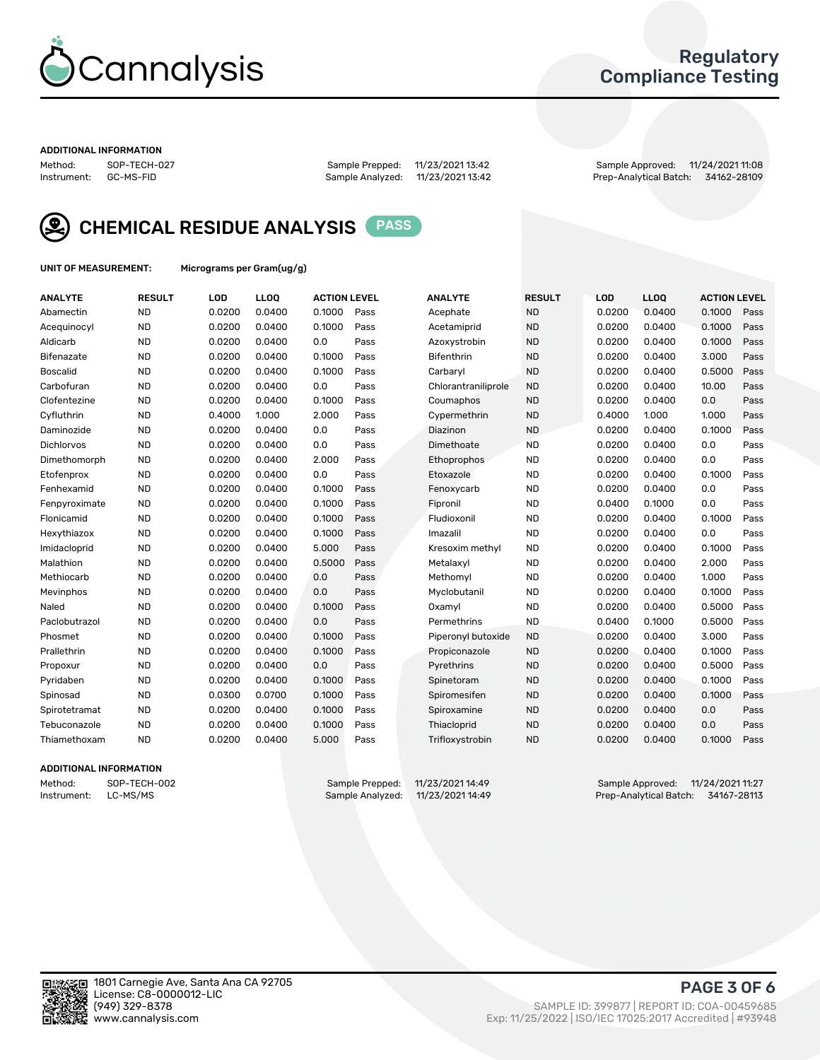# Cannalysis

## Regulatory Compliance Testing

**ADDITIONAL INFORMATION**

Method: SOP-TECH-027
Instrument: GC-MS-FID

Sample Prepped: 11/23/2021 13:42
Sample Analyzed: 11/23/2021 13:42

Sample Approved: 11/24/2021 11:08
Prep-Analytical Batch: 34162-28109

## CHEMICAL RESIDUE ANALYSIS PASS

**UNIT OF MEASUREMENT:** Micrograms per Gram(ug/g)

| ANALYTE | RESULT | LOD | LLOQ | ACTION LEVEL | | ANALYTE | RESULT | LOD | LLOQ | ACTION LEVEL | |
|---|---|---|---|---|---|---|---|---|---|---|---|
| Abamectin | ND | 0.0200 | 0.0400 | 0.1000 | Pass | Acephate | ND | 0.0200 | 0.0400 | 0.1000 | Pass |
| Acequinocyl | ND | 0.0200 | 0.0400 | 0.1000 | Pass | Acetamiprid | ND | 0.0200 | 0.0400 | 0.1000 | Pass |
| Aldicarb | ND | 0.0200 | 0.0400 | 0.0 | Pass | Azoxystrobin | ND | 0.0200 | 0.0400 | 0.1000 | Pass |
| Bifenazate | ND | 0.0200 | 0.0400 | 0.1000 | Pass | Bifenthrin | ND | 0.0200 | 0.0400 | 3.000 | Pass |
| Boscalid | ND | 0.0200 | 0.0400 | 0.1000 | Pass | Carbaryl | ND | 0.0200 | 0.0400 | 0.5000 | Pass |
| Carbofuran | ND | 0.0200 | 0.0400 | 0.0 | Pass | Chlorantraniliprole | ND | 0.0200 | 0.0400 | 10.00 | Pass |
| Clofentezine | ND | 0.0200 | 0.0400 | 0.1000 | Pass | Coumaphos | ND | 0.0200 | 0.0400 | 0.0 | Pass |
| Cyfluthrin | ND | 0.4000 | 1.000 | 2.000 | Pass | Cypermethrin | ND | 0.4000 | 1.000 | 1.000 | Pass |
| Daminozide | ND | 0.0200 | 0.0400 | 0.0 | Pass | Diazinon | ND | 0.0200 | 0.0400 | 0.1000 | Pass |
| Dichlorvos | ND | 0.0200 | 0.0400 | 0.0 | Pass | Dimethoate | ND | 0.0200 | 0.0400 | 0.0 | Pass |
| Dimethomorph | ND | 0.0200 | 0.0400 | 2.000 | Pass | Ethoprophos | ND | 0.0200 | 0.0400 | 0.0 | Pass |
| Etofenprox | ND | 0.0200 | 0.0400 | 0.0 | Pass | Etoxazole | ND | 0.0200 | 0.0400 | 0.1000 | Pass |
| Fenhexamid | ND | 0.0200 | 0.0400 | 0.1000 | Pass | Fenoxycarb | ND | 0.0200 | 0.0400 | 0.0 | Pass |
| Fenpyroximate | ND | 0.0200 | 0.0400 | 0.1000 | Pass | Fipronil | ND | 0.0400 | 0.1000 | 0.0 | Pass |
| Flonicamid | ND | 0.0200 | 0.0400 | 0.1000 | Pass | Fludioxonil | ND | 0.0200 | 0.0400 | 0.1000 | Pass |
| Hexythiazox | ND | 0.0200 | 0.0400 | 0.1000 | Pass | Imazalil | ND | 0.0200 | 0.0400 | 0.0 | Pass |
| Imidacloprid | ND | 0.0200 | 0.0400 | 5.000 | Pass | Kresoxim methyl | ND | 0.0200 | 0.0400 | 0.1000 | Pass |
| Malathion | ND | 0.0200 | 0.0400 | 0.5000 | Pass | Metalaxyl | ND | 0.0200 | 0.0400 | 2.000 | Pass |
| Methiocarb | ND | 0.0200 | 0.0400 | 0.0 | Pass | Methomyl | ND | 0.0200 | 0.0400 | 1.000 | Pass |
| Mevinphos | ND | 0.0200 | 0.0400 | 0.0 | Pass | Myclobutanil | ND | 0.0200 | 0.0400 | 0.1000 | Pass |
| Naled | ND | 0.0200 | 0.0400 | 0.1000 | Pass | Oxamyl | ND | 0.0200 | 0.0400 | 0.5000 | Pass |
| Paclobutrazol | ND | 0.0200 | 0.0400 | 0.0 | Pass | Permethrins | ND | 0.0400 | 0.1000 | 0.5000 | Pass |
| Phosmet | ND | 0.0200 | 0.0400 | 0.1000 | Pass | Piperonyl butoxide | ND | 0.0200 | 0.0400 | 3.000 | Pass |
| Prallethrin | ND | 0.0200 | 0.0400 | 0.1000 | Pass | Propiconazole | ND | 0.0200 | 0.0400 | 0.1000 | Pass |
| Propoxur | ND | 0.0200 | 0.0400 | 0.0 | Pass | Pyrethrins | ND | 0.0200 | 0.0400 | 0.5000 | Pass |
| Pyridaben | ND | 0.0200 | 0.0400 | 0.1000 | Pass | Spinetoram | ND | 0.0200 | 0.0400 | 0.1000 | Pass |
| Spinosad | ND | 0.0300 | 0.0700 | 0.1000 | Pass | Spiromesifen | ND | 0.0200 | 0.0400 | 0.1000 | Pass |
| Spirotetramat | ND | 0.0200 | 0.0400 | 0.1000 | Pass | Spiroxamine | ND | 0.0200 | 0.0400 | 0.0 | Pass |
| Tebuconazole | ND | 0.0200 | 0.0400 | 0.1000 | Pass | Thiacloprid | ND | 0.0200 | 0.0400 | 0.0 | Pass |
| Thiamethoxam | ND | 0.0200 | 0.0400 | 5.000 | Pass | Trifloxystrobin | ND | 0.0200 | 0.0400 | 0.1000 | Pass |

**ADDITIONAL INFORMATION**

Method: SOP-TECH-002
Instrument: LC-MS/MS

Sample Prepped: 11/23/2021 14:49
Sample Analyzed: 11/23/2021 14:49

Sample Approved: 11/24/2021 11:27
Prep-Analytical Batch: 34167-28113

1801 Carnegie Ave, Santa Ana CA 92705
License: C8-0000012-LIC
(949) 329-8378
www.cannalysis.com

SAMPLE ID: 399877 | REPORT ID: COA-00459685
Exp: 11/25/2022 | ISO/IEC 17025:2017 Accredited | #93948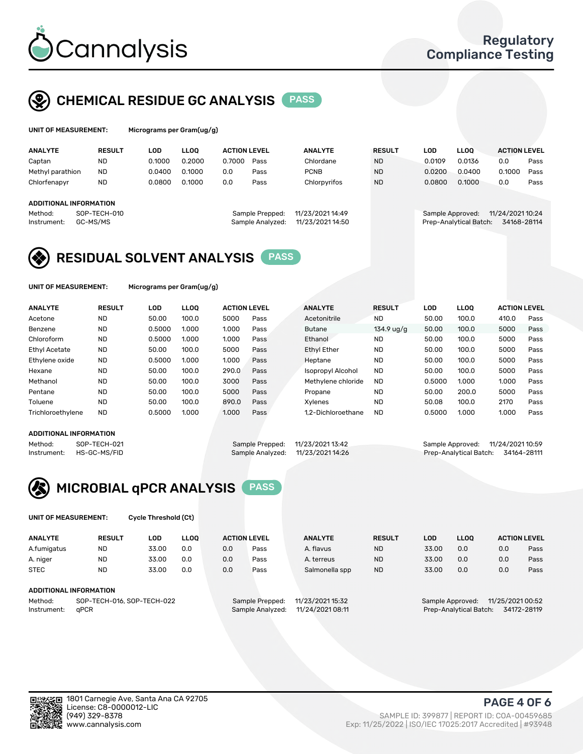# Cannalysis

## Regulatory Compliance Testing

## CHEMICAL RESIDUE GC ANALYSIS PASS

**UNIT OF MEASUREMENT:** Micrograms per Gram(ug/g)

| ANALYTE | RESULT | LOD | LLOQ | ACTION LEVEL | | ANALYTE | RESULT | LOD | LLOQ | ACTION LEVEL | |
|---|---|---|---|---|---|---|---|---|---|---|---|
| Captan | ND | 0.1000 | 0.2000 | 0.7000 | Pass | Chlordane | ND | 0.0109 | 0.0136 | 0.0 | Pass |
| Methyl parathion | ND | 0.0400 | 0.1000 | 0.0 | Pass | PCNB | ND | 0.0200 | 0.0400 | 0.1000 | Pass |
| Chlorfenapyr | ND | 0.0800 | 0.1000 | 0.0 | Pass | Chlorpyrifos | ND | 0.0800 | 0.1000 | 0.0 | Pass |

**ADDITIONAL INFORMATION**

Method: SOP-TECH-010
Instrument: GC-MS/MS
Sample Prepped: 11/23/2021 14:49
Sample Analyzed: 11/23/2021 14:50
Sample Approved: 11/24/2021 10:24
Prep-Analytical Batch: 34168-28114

## RESIDUAL SOLVENT ANALYSIS PASS

**UNIT OF MEASUREMENT:** Micrograms per Gram(ug/g)

| ANALYTE | RESULT | LOD | LLOQ | ACTION LEVEL | | ANALYTE | RESULT | LOD | LLOQ | ACTION LEVEL | |
|---|---|---|---|---|---|---|---|---|---|---|---|
| Acetone | ND | 50.00 | 100.0 | 5000 | Pass | Acetonitrile | ND | 50.00 | 100.0 | 410.0 | Pass |
| Benzene | ND | 0.5000 | 1.000 | 1.000 | Pass | Butane | 134.9 ug/g | 50.00 | 100.0 | 5000 | Pass |
| Chloroform | ND | 0.5000 | 1.000 | 1.000 | Pass | Ethanol | ND | 50.00 | 100.0 | 5000 | Pass |
| Ethyl Acetate | ND | 50.00 | 100.0 | 5000 | Pass | Ethyl Ether | ND | 50.00 | 100.0 | 5000 | Pass |
| Ethylene oxide | ND | 0.5000 | 1.000 | 1.000 | Pass | Heptane | ND | 50.00 | 100.0 | 5000 | Pass |
| Hexane | ND | 50.00 | 100.0 | 290.0 | Pass | Isopropyl Alcohol | ND | 50.00 | 100.0 | 5000 | Pass |
| Methanol | ND | 50.00 | 100.0 | 3000 | Pass | Methylene chloride | ND | 0.5000 | 1.000 | 1.000 | Pass |
| Pentane | ND | 50.00 | 100.0 | 5000 | Pass | Propane | ND | 50.00 | 200.0 | 5000 | Pass |
| Toluene | ND | 50.00 | 100.0 | 890.0 | Pass | Xylenes | ND | 50.08 | 100.0 | 2170 | Pass |
| Trichloroethylene | ND | 0.5000 | 1.000 | 1.000 | Pass | 1,2-Dichloroethane | ND | 0.5000 | 1.000 | 1.000 | Pass |

**ADDITIONAL INFORMATION**

Method: SOP-TECH-021
Instrument: HS-GC-MS/FID
Sample Prepped: 11/23/2021 13:42
Sample Analyzed: 11/23/2021 14:26
Sample Approved: 11/24/2021 10:59
Prep-Analytical Batch: 34164-28111

## MICROBIAL qPCR ANALYSIS PASS

**UNIT OF MEASUREMENT:** Cycle Threshold (Ct)

| ANALYTE | RESULT | LOD | LLOQ | ACTION LEVEL | | ANALYTE | RESULT | LOD | LLOQ | ACTION LEVEL | |
|---|---|---|---|---|---|---|---|---|---|---|---|
| A.fumigatus | ND | 33.00 | 0.0 | 0.0 | Pass | A. flavus | ND | 33.00 | 0.0 | 0.0 | Pass |
| A. niger | ND | 33.00 | 0.0 | 0.0 | Pass | A. terreus | ND | 33.00 | 0.0 | 0.0 | Pass |
| STEC | ND | 33.00 | 0.0 | 0.0 | Pass | Salmonella spp | ND | 33.00 | 0.0 | 0.0 | Pass |

**ADDITIONAL INFORMATION**

Method: SOP-TECH-016, SOP-TECH-022
Instrument: qPCR
Sample Prepped: 11/23/2021 15:32
Sample Analyzed: 11/24/2021 08:11
Sample Approved: 11/25/2021 00:52
Prep-Analytical Batch: 34172-28119

1801 Carnegie Ave, Santa Ana CA 92705
License: C8-0000012-LIC
(949) 329-8378
www.cannalysis.com

SAMPLE ID: 399877 | REPORT ID: COA-00459685
Exp: 11/25/2022 | ISO/IEC 17025:2017 Accredited | #93948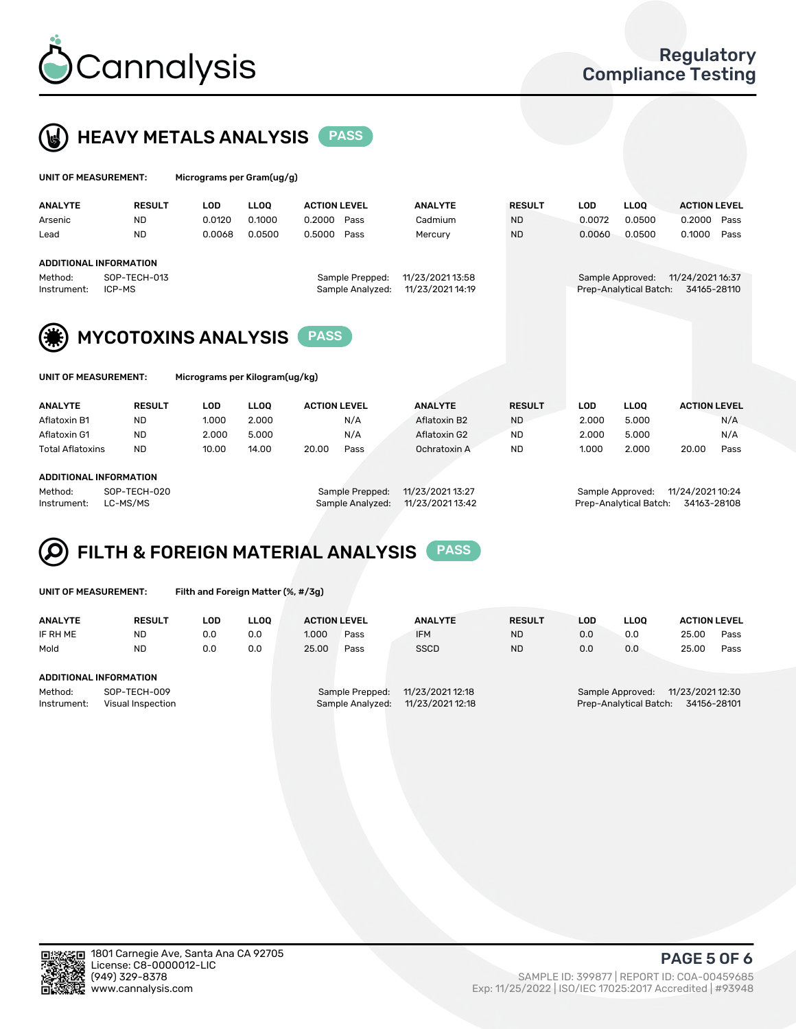Cannalysis

Regulatory Compliance Testing

## HEAVY METALS ANALYSIS PASS

**UNIT OF MEASUREMENT:** Micrograms per Gram(ug/g)

| ANALYTE | RESULT | LOD | LLOQ | ACTION LEVEL | | ANALYTE | RESULT | LOD | LLOQ | ACTION LEVEL | |
|---|---|---|---|---|---|---|---|---|---|---|---|
| Arsenic | ND | 0.0120 | 0.1000 | 0.2000 | Pass | Cadmium | ND | 0.0072 | 0.0500 | 0.2000 | Pass |
| Lead | ND | 0.0068 | 0.0500 | 0.5000 | Pass | Mercury | ND | 0.0060 | 0.0500 | 0.1000 | Pass |

**ADDITIONAL INFORMATION**

Method: SOP-TECH-013
Instrument: ICP-MS
Sample Prepped: 11/23/2021 13:58
Sample Analyzed: 11/23/2021 14:19
Sample Approved: 11/24/2021 16:37
Prep-Analytical Batch: 34165-28110

## MYCOTOXINS ANALYSIS PASS

**UNIT OF MEASUREMENT:** Micrograms per Kilogram(ug/kg)

| ANALYTE | RESULT | LOD | LLOQ | ACTION LEVEL | | ANALYTE | RESULT | LOD | LLOQ | ACTION LEVEL | |
|---|---|---|---|---|---|---|---|---|---|---|---|
| Aflatoxin B1 | ND | 1.000 | 2.000 | | N/A | Aflatoxin B2 | ND | 2.000 | 5.000 | | N/A |
| Aflatoxin G1 | ND | 2.000 | 5.000 | | N/A | Aflatoxin G2 | ND | 2.000 | 5.000 | | N/A |
| Total Aflatoxins | ND | 10.00 | 14.00 | 20.00 | Pass | Ochratoxin A | ND | 1.000 | 2.000 | 20.00 | Pass |

**ADDITIONAL INFORMATION**

Method: SOP-TECH-020
Instrument: LC-MS/MS
Sample Prepped: 11/23/2021 13:27
Sample Analyzed: 11/23/2021 13:42
Sample Approved: 11/24/2021 10:24
Prep-Analytical Batch: 34163-28108

## FILTH & FOREIGN MATERIAL ANALYSIS PASS

**UNIT OF MEASUREMENT:** Filth and Foreign Matter (%, #/3g)

| ANALYTE | RESULT | LOD | LLOQ | ACTION LEVEL | | ANALYTE | RESULT | LOD | LLOQ | ACTION LEVEL | |
|---|---|---|---|---|---|---|---|---|---|---|---|
| IF RH ME | ND | 0.0 | 0.0 | 1.000 | Pass | IFM | ND | 0.0 | 0.0 | 25.00 | Pass |
| Mold | ND | 0.0 | 0.0 | 25.00 | Pass | SSCD | ND | 0.0 | 0.0 | 25.00 | Pass |

**ADDITIONAL INFORMATION**

Method: SOP-TECH-009
Instrument: Visual Inspection
Sample Prepped: 11/23/2021 12:18
Sample Analyzed: 11/23/2021 12:18
Sample Approved: 11/23/2021 12:30
Prep-Analytical Batch: 34156-28101

1801 Carnegie Ave, Santa Ana CA 92705
License: C8-0000012-LIC
(949) 329-8378
www.cannalysis.com

SAMPLE ID: 399877 | REPORT ID: COA-00459685
Exp: 11/25/2022 | ISO/IEC 17025:2017 Accredited | #93948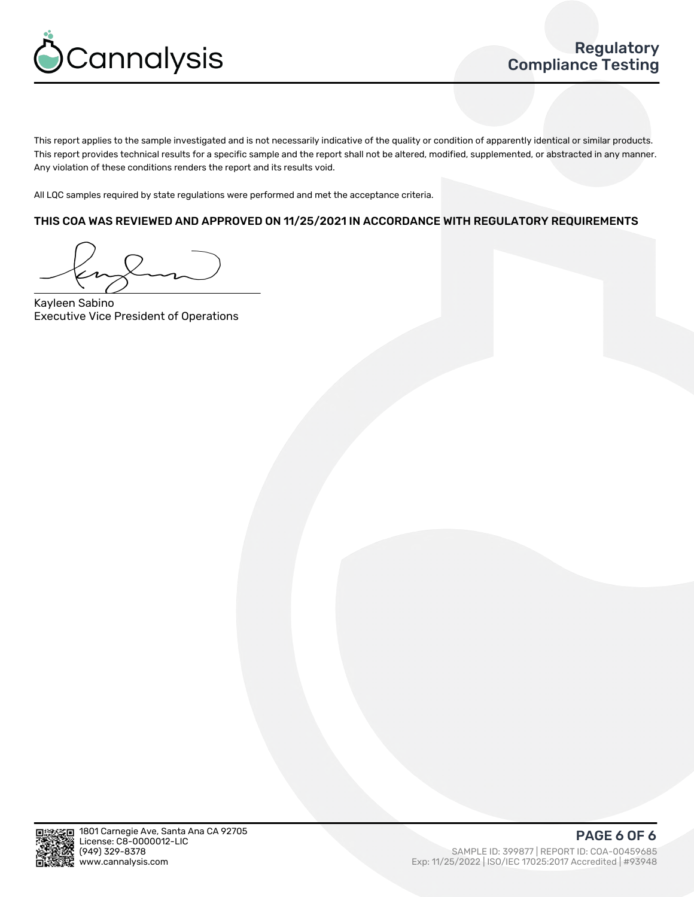This report applies to the sample investigated and is not necessarily indicative of the quality or condition of apparently identical or similar products. This report provides technical results for a specific sample and the report shall not be altered, modified, supplemented, or abstracted in any manner. Any violation of these conditions renders the report and its results void.

All LQC samples required by state regulations were performed and met the acceptance criteria.

**THIS COA WAS REVIEWED AND APPROVED ON 11/25/2021 IN ACCORDANCE WITH REGULATORY REQUIREMENTS**

Kayleen Sabino
Executive Vice President of Operations

1801 Carnegie Ave, Santa Ana CA 92705
License: C8-0000012-LIC
(949) 329-8378
www.cannalysis.com

SAMPLE ID: 399877 | REPORT ID: COA-00459685
Exp: 11/25/2022 | ISO/IEC 17025:2017 Accredited | #93948